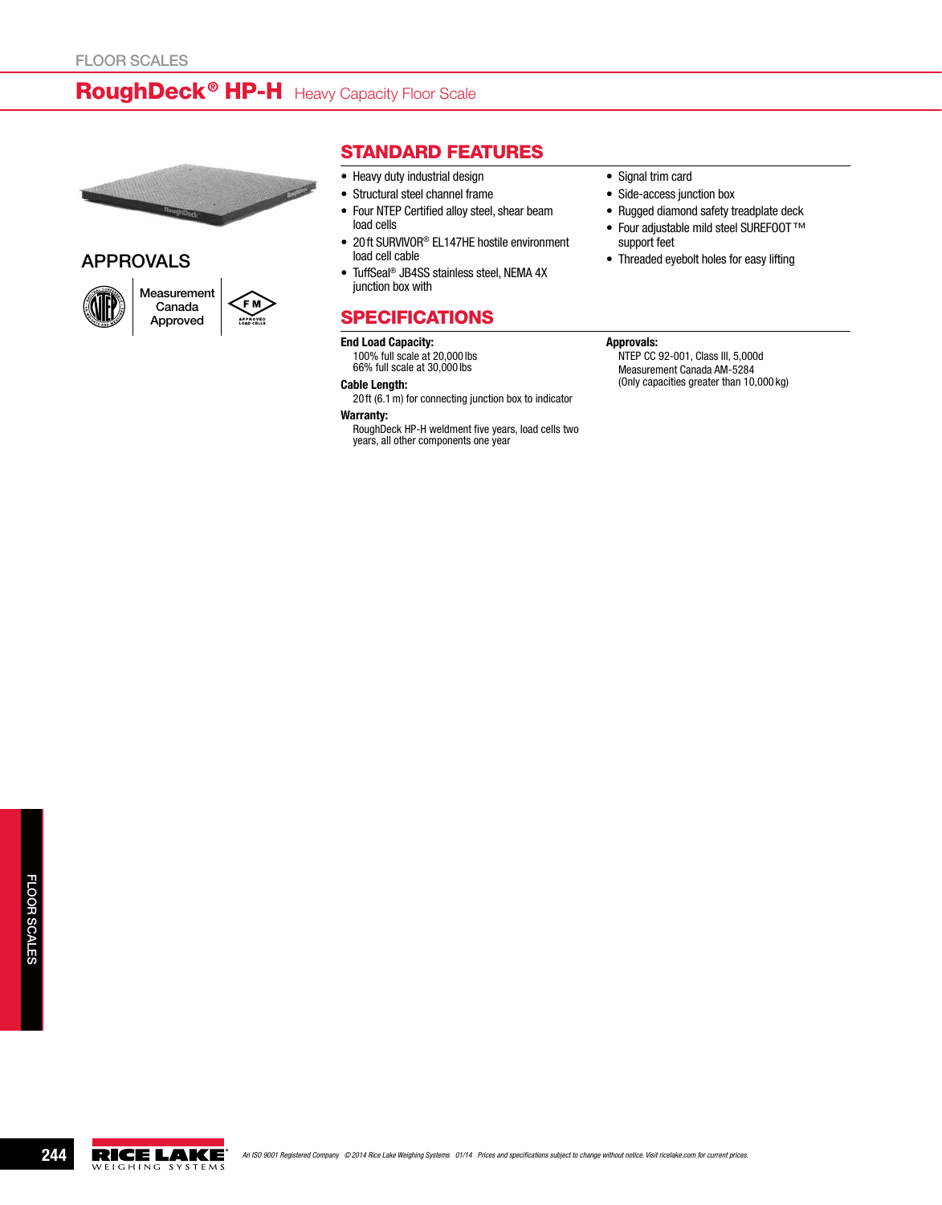# RoughDeck® HP-H Heavy Capacity Floor Scale

## APPROVALS

Measurement Canada Approved

## STANDARD FEATURES

- Heavy duty industrial design
- Structural steel channel frame
- Four NTEP Certified alloy steel, shear beam load cells
- 20 ft SURVIVOR® EL147HE hostile environment load cell cable
- TuffSeal® JB4SS stainless steel, NEMA 4X junction box with
- Signal trim card
- Side-access junction box
- Rugged diamond safety treadplate deck
- Four adjustable mild steel SUREFOOT™ support feet
- Threaded eyebolt holes for easy lifting

## SPECIFICATIONS

**End Load Capacity:**
100% full scale at 20,000 lbs
66% full scale at 30,000 lbs

**Cable Length:**
20 ft (6.1 m) for connecting junction box to indicator

**Warranty:**
RoughDeck HP-H weldment five years, load cells two years, all other components one year

**Approvals:**
NTEP CC 92-001, Class III, 5,000d
Measurement Canada AM-5284
(Only capacities greater than 10,000 kg)

*An ISO 9001 Registered Company © 2014 Rice Lake Weighing Systems 01/14 Prices and specifications subject to change without notice. Visit ricelake.com for current prices.*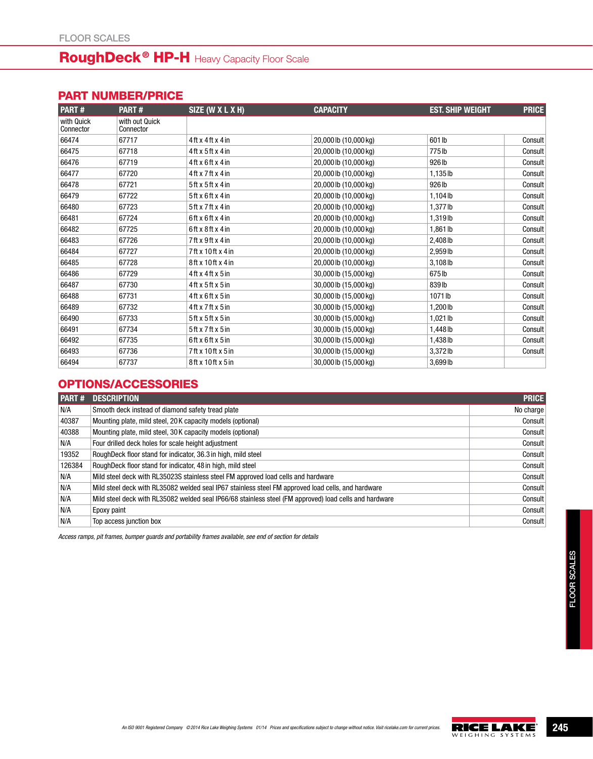FLOOR SCALES

# RoughDeck® HP-H Heavy Capacity Floor Scale

## PART NUMBER/PRICE

| PART # | PART # | SIZE (W X L X H) | CAPACITY | EST. SHIP WEIGHT | PRICE |
|---|---|---|---|---|---|
| with Quick Connector | with out Quick Connector | | | | |
| 66474 | 67717 | 4 ft x 4 ft x 4 in | 20,000 lb (10,000 kg) | 601 lb | Consult |
| 66475 | 67718 | 4 ft x 5 ft x 4 in | 20,000 lb (10,000 kg) | 775 lb | Consult |
| 66476 | 67719 | 4 ft x 6 ft x 4 in | 20,000 lb (10,000 kg) | 926 lb | Consult |
| 66477 | 67720 | 4 ft x 7 ft x 4 in | 20,000 lb (10,000 kg) | 1,135 lb | Consult |
| 66478 | 67721 | 5 ft x 5 ft x 4 in | 20,000 lb (10,000 kg) | 926 lb | Consult |
| 66479 | 67722 | 5 ft x 6 ft x 4 in | 20,000 lb (10,000 kg) | 1,104 lb | Consult |
| 66480 | 67723 | 5 ft x 7 ft x 4 in | 20,000 lb (10,000 kg) | 1,377 lb | Consult |
| 66481 | 67724 | 6 ft x 6 ft x 4 in | 20,000 lb (10,000 kg) | 1,319 lb | Consult |
| 66482 | 67725 | 6 ft x 8 ft x 4 in | 20,000 lb (10,000 kg) | 1,861 lb | Consult |
| 66483 | 67726 | 7 ft x 9 ft x 4 in | 20,000 lb (10,000 kg) | 2,408 lb | Consult |
| 66484 | 67727 | 7 ft x 10 ft x 4 in | 20,000 lb (10,000 kg) | 2,959 lb | Consult |
| 66485 | 67728 | 8 ft x 10 ft x 4 in | 20,000 lb (10,000 kg) | 3,108 lb | Consult |
| 66486 | 67729 | 4 ft x 4 ft x 5 in | 30,000 lb (15,000 kg) | 675 lb | Consult |
| 66487 | 67730 | 4 ft x 5 ft x 5 in | 30,000 lb (15,000 kg) | 839 lb | Consult |
| 66488 | 67731 | 4 ft x 6 ft x 5 in | 30,000 lb (15,000 kg) | 1071 lb | Consult |
| 66489 | 67732 | 4 ft x 7 ft x 5 in | 30,000 lb (15,000 kg) | 1,200 lb | Consult |
| 66490 | 67733 | 5 ft x 5 ft x 5 in | 30,000 lb (15,000 kg) | 1,021 lb | Consult |
| 66491 | 67734 | 5 ft x 7 ft x 5 in | 30,000 lb (15,000 kg) | 1,448 lb | Consult |
| 66492 | 67735 | 6 ft x 6 ft x 5 in | 30,000 lb (15,000 kg) | 1,438 lb | Consult |
| 66493 | 67736 | 7 ft x 10 ft x 5 in | 30,000 lb (15,000 kg) | 3,372 lb | Consult |
| 66494 | 67737 | 8 ft x 10 ft x 5 in | 30,000 lb (15,000 kg) | 3,699 lb | |

## OPTIONS/ACCESSORIES

| PART # | DESCRIPTION | PRICE |
|---|---|---|
| N/A | Smooth deck instead of diamond safety tread plate | No charge |
| 40387 | Mounting plate, mild steel, 20 K capacity models (optional) | Consult |
| 40388 | Mounting plate, mild steel, 30 K capacity models (optional) | Consult |
| N/A | Four drilled deck holes for scale height adjustment | Consult |
| 19352 | RoughDeck floor stand for indicator, 36.3 in high, mild steel | Consult |
| 126384 | RoughDeck floor stand for indicator, 48 in high, mild steel | Consult |
| N/A | Mild steel deck with RL35023S stainless steel FM approved load cells and hardware | Consult |
| N/A | Mild steel deck with RL35082 welded seal IP67 stainless steel FM approved load cells, and hardware | Consult |
| N/A | Mild steel deck with RL35082 welded seal IP66/68 stainless steel (FM approved) load cells and hardware | Consult |
| N/A | Epoxy paint | Consult |
| N/A | Top access junction box | Consult |

*Access ramps, pit frames, bumper guards and portability frames available, see end of section for details*